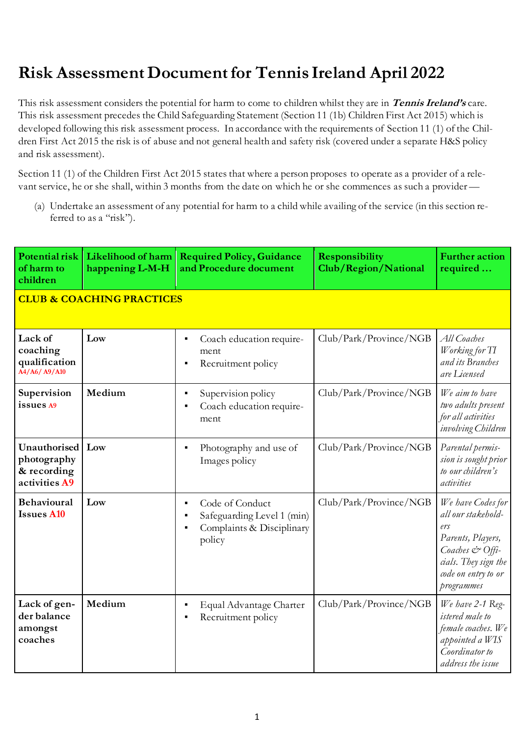# Risk Assessment Document for Tennis Ireland April 2022

This risk assessment considers the potential for harm to come to children whilst they are in ***Tennis Ireland's*** care. This risk assessment precedes the Child Safeguarding Statement (Section 11 (1b) Children First Act 2015) which is developed following this risk assessment process. In accordance with the requirements of Section 11 (1) of the Children First Act 2015 the risk is of abuse and not general health and safety risk (covered under a separate H&S policy and risk assessment).

Section 11 (1) of the Children First Act 2015 states that where a person proposes to operate as a provider of a relevant service, he or she shall, within 3 months from the date on which he or she commences as such a provider —

(a) Undertake an assessment of any potential for harm to a child while availing of the service (in this section referred to as a "risk").

| Potential risk of harm to children | Likelihood of harm happening L-M-H | Required Policy, Guidance and Procedure document | Responsibility Club/Region/National | Further action required … |
|---|---|---|---|---|
| **CLUB & COACHING PRACTICES** | | | | |
| **Lack of coaching qualification** A4/A6/ A9/A10 | **Low** | ▪ Coach education requirement<br>▪ Recruitment policy | Club/Park/Province/NGB | *All Coaches Working for TI and its Branches are Licensed* |
| **Supervision issues** A9 | **Medium** | ▪ Supervision policy<br>▪ Coach education requirement | Club/Park/Province/NGB | *We aim to have two adults present for all activities involving Children* |
| **Unauthorised photography & recording activities** A9 | **Low** | ▪ Photography and use of Images policy | Club/Park/Province/NGB | *Parental permission is sought prior to our children's activities* |
| **Behavioural Issues** A10 | **Low** | ▪ Code of Conduct<br>▪ Safeguarding Level 1 (min)<br>▪ Complaints & Disciplinary policy | Club/Park/Province/NGB | *We have Codes for all our stakeholders Parents, Players, Coaches & Officials. They sign the code on entry to or programmes* |
| **Lack of gender balance amongst coaches** | **Medium** | ▪ Equal Advantage Charter<br>▪ Recruitment policy | Club/Park/Province/NGB | *We have 2-1 Registered male to female coaches. We appointed a WIS Coordinator to address the issue* |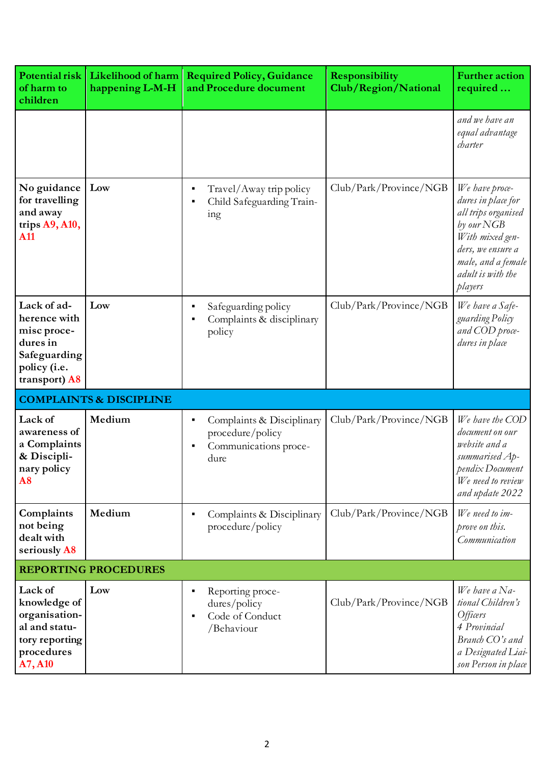| Potential risk of harm to children | Likelihood of harm happening L-M-H | Required Policy, Guidance and Procedure document | Responsibility Club/Region/National | Further action required … |
|---|---|---|---|---|
| | | | | *and we have an equal advantage charter* |
| No guidance for travelling and away trips A9, A10, A11 | Low | ▪ Travel/Away trip policy<br>▪ Child Safeguarding Training | Club/Park/Province/NGB | *We have procedures in place for all trips organised by our NGB With mixed genders, we ensure a male, and a female adult is with the players* |
| Lack of adherence with misc procedures in Safeguarding policy (i.e. transport) A8 | Low | ▪ Safeguarding policy<br>▪ Complaints & disciplinary policy | Club/Park/Province/NGB | *We have a Safeguarding Policy and COD procedures in place* |
| **COMPLAINTS & DISCIPLINE** | | | | |
| Lack of awareness of a Complaints & Disciplinary policy A8 | Medium | ▪ Complaints & Disciplinary procedure/policy<br>▪ Communications procedure | Club/Park/Province/NGB | *We have the COD document on our website and a summarised Appendix Document We need to review and update 2022* |
| Complaints not being dealt with seriously A8 | Medium | ▪ Complaints & Disciplinary procedure/policy | Club/Park/Province/NGB | *We need to improve on this. Communication* |
| **REPORTING PROCEDURES** | | | | |
| Lack of knowledge of organisational and statutory reporting procedures A7, A10 | Low | ▪ Reporting procedures/policy<br>▪ Code of Conduct /Behaviour | Club/Park/Province/NGB | *We have a National Children's Officers 4 Provincial Branch CO's and a Designated Liaison Person in place* |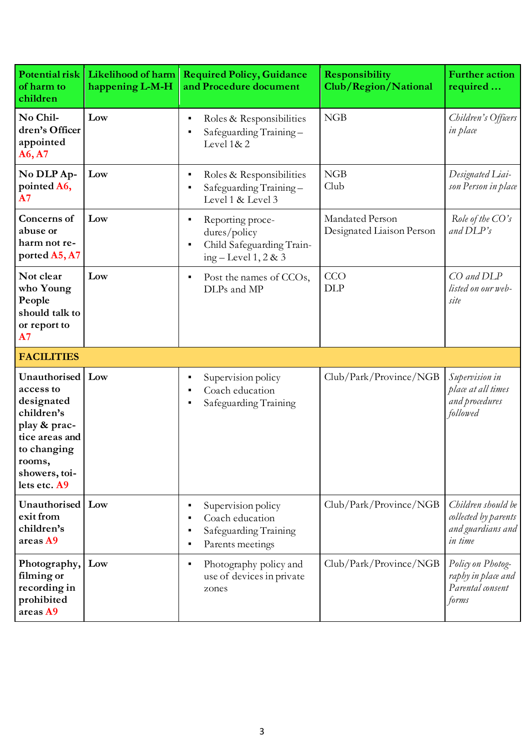| Potential risk of harm to children | Likelihood of harm happening L-M-H | Required Policy, Guidance and Procedure document | Responsibility Club/Region/National | Further action required … |
|---|---|---|---|---|
| No Children's Officer appointed A6, A7 | Low | ▪ Roles & Responsibilities<br>▪ Safeguarding Training – Level 1& 2 | NGB | *Children's Officers in place* |
| No DLP Appointed A6, A7 | Low | ▪ Roles & Responsibilities<br>▪ Safeguarding Training – Level 1 & Level 3 | NGB<br>Club | *Designated Liaison Person in place* |
| Concerns of abuse or harm not reported A5, A7 | Low | ▪ Reporting procedures/policy<br>▪ Child Safeguarding Training – Level 1, 2 & 3 | Mandated Person<br>Designated Liaison Person | *Role of the CO's and DLP's* |
| Not clear who Young People should talk to or report to A7 | Low | ▪ Post the names of CCOs, DLPs and MP | CCO<br>DLP | *CO and DLP listed on our website* |
| **FACILITIES** | | | | |
| Unauthorised access to designated children's play & practice areas and to changing rooms, showers, toilets etc. A9 | Low | ▪ Supervision policy<br>▪ Coach education<br>▪ Safeguarding Training | Club/Park/Province/NGB | *Supervision in place at all times and procedures followed* |
| Unauthorised exit from children's areas A9 | Low | ▪ Supervision policy<br>▪ Coach education<br>▪ Safeguarding Training<br>▪ Parents meetings | Club/Park/Province/NGB | *Children should be collected by parents and guardians and in time* |
| Photography, filming or recording in prohibited areas A9 | Low | ▪ Photography policy and use of devices in private zones | Club/Park/Province/NGB | *Policy on Photography in place and Parental consent forms* |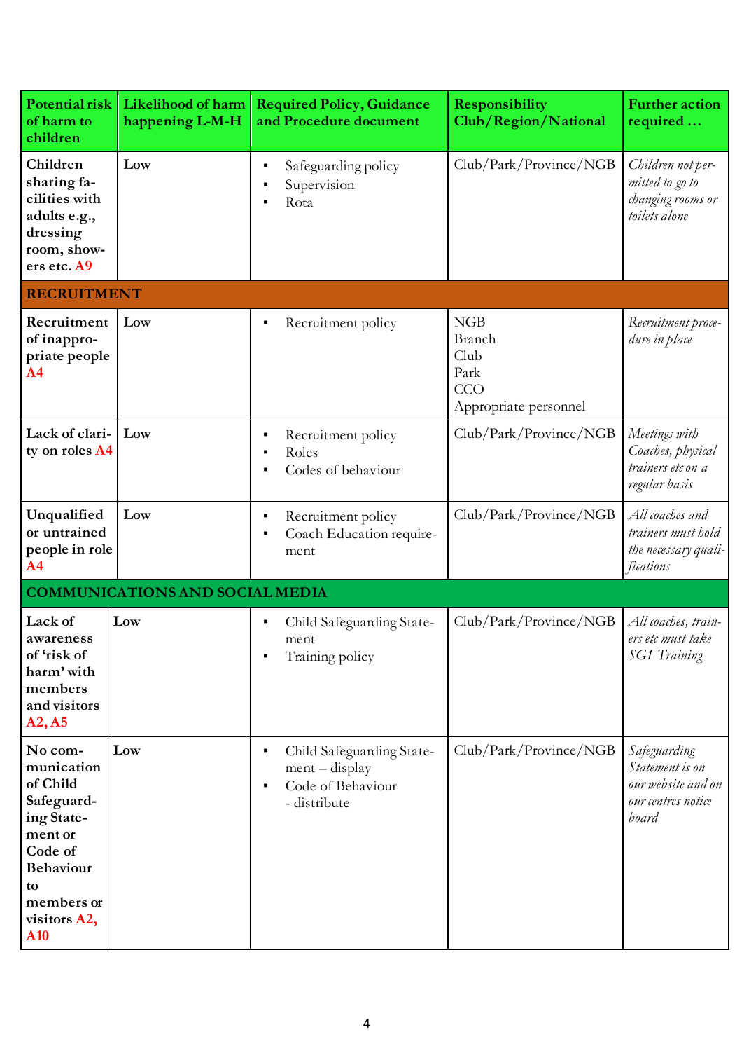| Potential risk of harm to children | Likelihood of harm happening L-M-H | Required Policy, Guidance and Procedure document | Responsibility Club/Region/National | Further action required … |
|---|---|---|---|---|
| **Children sharing facilities with adults e.g., dressing room, showers etc. A9** | Low | ▪ Safeguarding policy<br>▪ Supervision<br>▪ Rota | Club/Park/Province/NGB | *Children not permitted to go to changing rooms or toilets alone* |
| **RECRUITMENT** | | | | |
| **Recruitment of inappropriate people A4** | Low | ▪ Recruitment policy | NGB<br>Branch<br>Club<br>Park<br>CCO<br>Appropriate personnel | *Recruitment procedure in place* |
| **Lack of clarity on roles A4** | Low | ▪ Recruitment policy<br>▪ Roles<br>▪ Codes of behaviour | Club/Park/Province/NGB | *Meetings with Coaches, physical trainers etc on a regular basis* |
| **Unqualified or untrained people in role A4** | Low | ▪ Recruitment policy<br>▪ Coach Education requirement | Club/Park/Province/NGB | *All coaches and trainers must hold the necessary qualifications* |
| **COMMUNICATIONS AND SOCIAL MEDIA** | | | | |
| **Lack of awareness of 'risk of harm' with members and visitors A2, A5** | Low | ▪ Child Safeguarding Statement<br>▪ Training policy | Club/Park/Province/NGB | *All coaches, trainers etc must take SG1 Training* |
| **No communication of Child Safeguarding Statement or Code of Behaviour to members or visitors A2, A10** | Low | ▪ Child Safeguarding Statement – display<br>▪ Code of Behaviour - distribute | Club/Park/Province/NGB | *Safeguarding Statement is on our website and on our centres notice board* |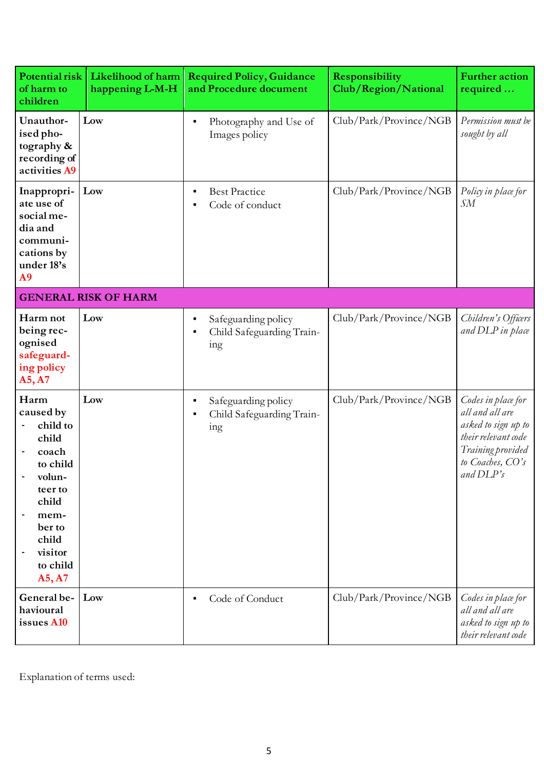| Potential risk of harm to children | Likelihood of harm happening L-M-H | Required Policy, Guidance and Procedure document | Responsibility Club/Region/National | Further action required … |
|---|---|---|---|---|
| **Unauthorised photography & recording of activities A9** | **Low** | ▪ Photography and Use of Images policy | Club/Park/Province/NGB | *Permission must be sought by all* |
| **Inappropriate use of social media and communications by under 18's A9** | **Low** | ▪ Best Practice<br>▪ Code of conduct | Club/Park/Province/NGB | *Policy in place for SM* |
| **GENERAL RISK OF HARM** | | | | |
| **Harm not being recognised safeguarding policy A5, A7** | **Low** | ▪ Safeguarding policy<br>▪ Child Safeguarding Training | Club/Park/Province/NGB | *Children's Officers and DLP in place* |
| **Harm caused by**<br>- **child to child**<br>- **coach to child**<br>- **volunteer to child**<br>- **member to child**<br>- **visitor to child A5, A7** | **Low** | ▪ Safeguarding policy<br>▪ Child Safeguarding Training | Club/Park/Province/NGB | *Codes in place for all and all are asked to sign up to their relevant code Training provided to Coaches, CO's and DLP's* |
| **General behavioural issues A10** | **Low** | ▪ Code of Conduct | Club/Park/Province/NGB | *Codes in place for all and all are asked to sign up to their relevant code* |

Explanation of terms used: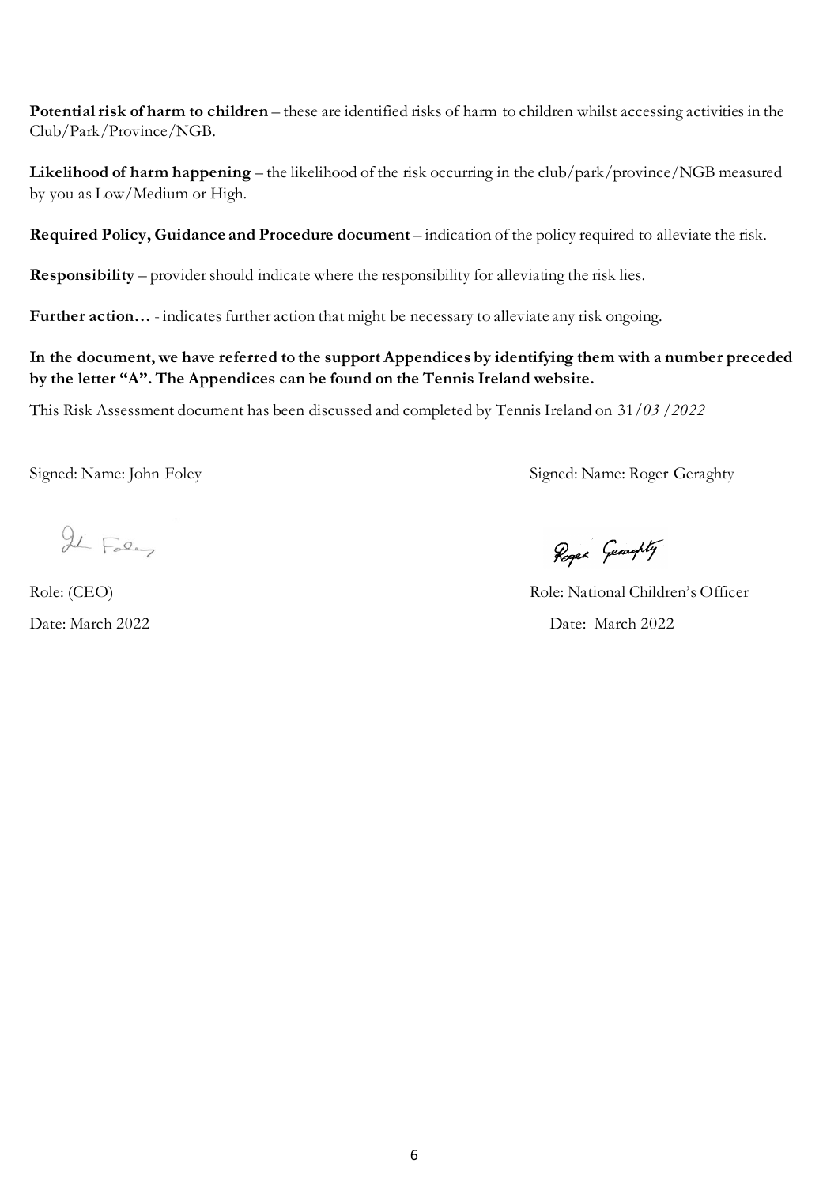**Potential risk of harm to children** – these are identified risks of harm to children whilst accessing activities in the Club/Park/Province/NGB.

**Likelihood of harm happening** – the likelihood of the risk occurring in the club/park/province/NGB measured by you as Low/Medium or High.

**Required Policy, Guidance and Procedure document** – indication of the policy required to alleviate the risk.

**Responsibility** – provider should indicate where the responsibility for alleviating the risk lies.

**Further action…** - indicates further action that might be necessary to alleviate any risk ongoing.

**In the document, we have referred to the support Appendices by identifying them with a number preceded by the letter "A". The Appendices can be found on the Tennis Ireland website.**

This Risk Assessment document has been discussed and completed by Tennis Ireland on 31/*03 /2022*

Signed: Name: John Foley

Role: (CEO)

Date: March 2022

Signed: Name: Roger Geraghty

Role: National Children's Officer

Date: March 2022